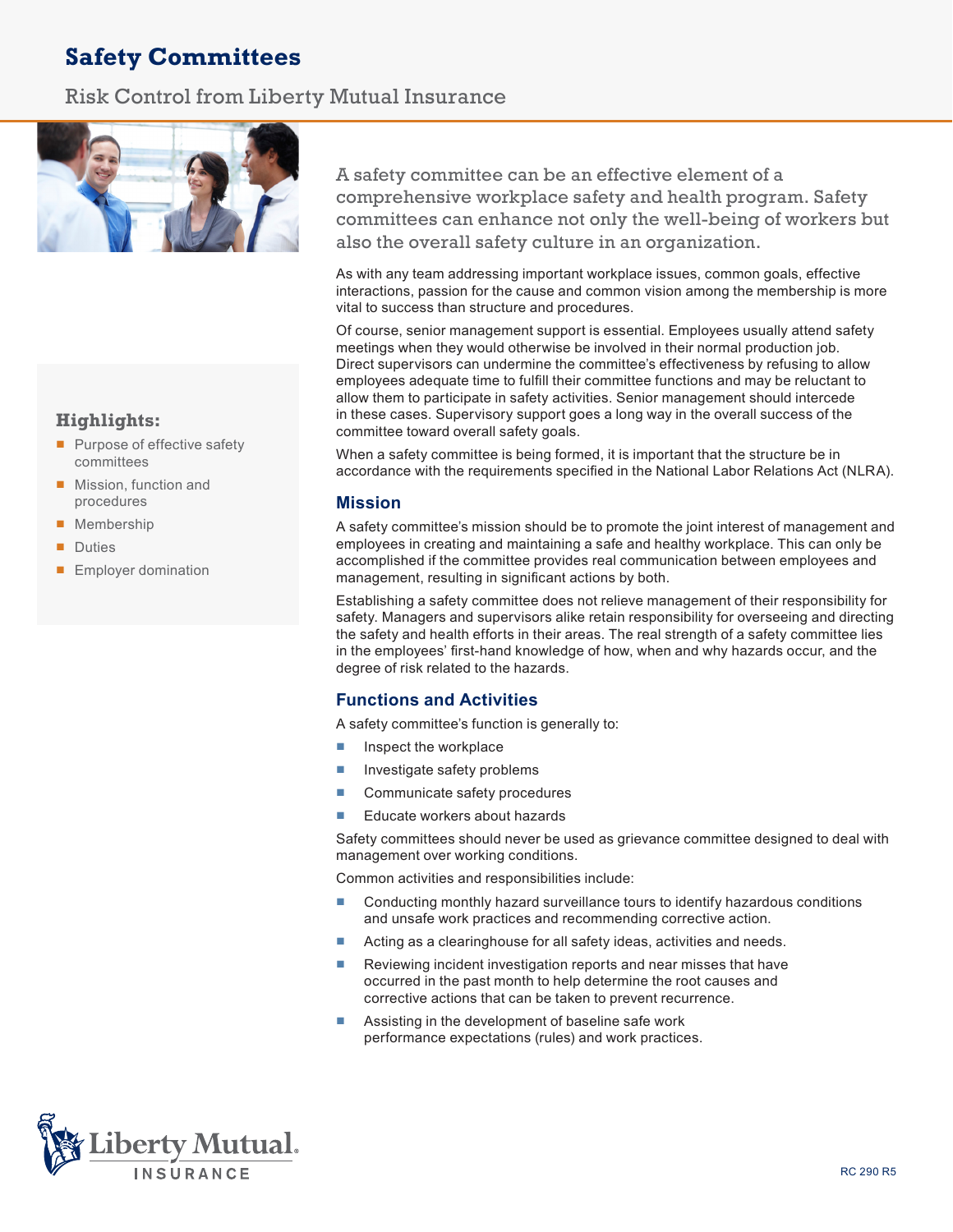# Safety Committees

Risk Control from Liberty Mutual Insurance

A safety committee can be an effective element of a comprehensive workplace safety and health program. Safety committees can enhance not only the well-being of workers but also the overall safety culture in an organization.

As with any team addressing important workplace issues, common goals, effective interactions, passion for the cause and common vision among the membership is more vital to success than structure and procedures.

Of course, senior management support is essential. Employees usually attend safety meetings when they would otherwise be involved in their normal production job. Direct supervisors can undermine the committee's effectiveness by refusing to allow employees adequate time to fulfill their committee functions and may be reluctant to allow them to participate in safety activities. Senior management should intercede in these cases. Supervisory support goes a long way in the overall success of the committee toward overall safety goals.

When a safety committee is being formed, it is important that the structure be in accordance with the requirements specified in the National Labor Relations Act (NLRA).

### Highlights:

- Purpose of effective safety committees
- Mission, function and procedures
- Membership
- Duties
- Employer domination

## Mission

A safety committee's mission should be to promote the joint interest of management and employees in creating and maintaining a safe and healthy workplace. This can only be accomplished if the committee provides real communication between employees and management, resulting in significant actions by both.

Establishing a safety committee does not relieve management of their responsibility for safety. Managers and supervisors alike retain responsibility for overseeing and directing the safety and health efforts in their areas. The real strength of a safety committee lies in the employees' first-hand knowledge of how, when and why hazards occur, and the degree of risk related to the hazards.

## Functions and Activities

A safety committee's function is generally to:

- Inspect the workplace
- Investigate safety problems
- Communicate safety procedures
- Educate workers about hazards

Safety committees should never be used as grievance committee designed to deal with management over working conditions.

Common activities and responsibilities include:

- Conducting monthly hazard surveillance tours to identify hazardous conditions and unsafe work practices and recommending corrective action.
- Acting as a clearinghouse for all safety ideas, activities and needs.
- Reviewing incident investigation reports and near misses that have occurred in the past month to help determine the root causes and corrective actions that can be taken to prevent recurrence.
- Assisting in the development of baseline safe work performance expectations (rules) and work practices.

RC 290 R5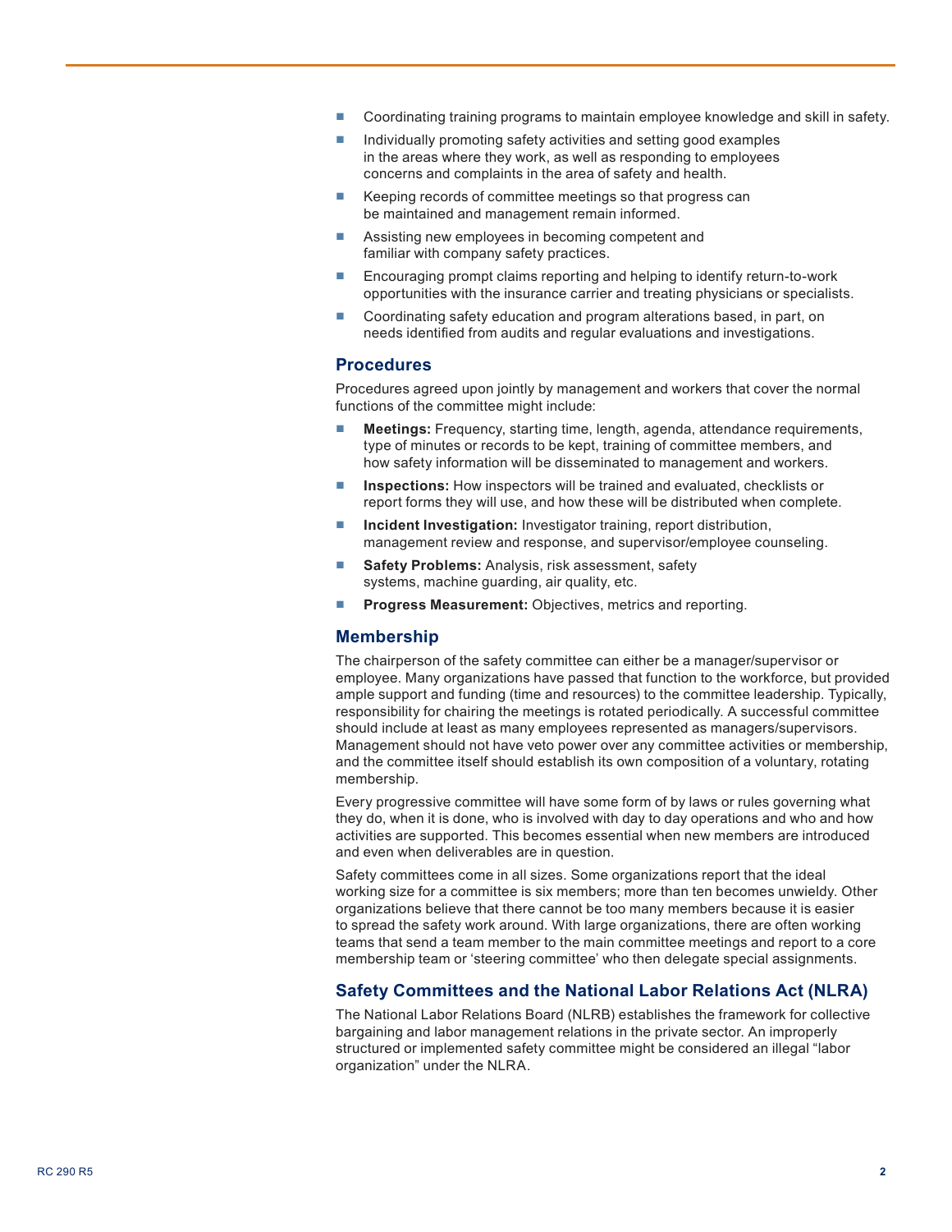- Coordinating training programs to maintain employee knowledge and skill in safety.
- Individually promoting safety activities and setting good examples in the areas where they work, as well as responding to employees concerns and complaints in the area of safety and health.
- Keeping records of committee meetings so that progress can be maintained and management remain informed.
- Assisting new employees in becoming competent and familiar with company safety practices.
- Encouraging prompt claims reporting and helping to identify return-to-work opportunities with the insurance carrier and treating physicians or specialists.
- Coordinating safety education and program alterations based, in part, on needs identified from audits and regular evaluations and investigations.

## Procedures

Procedures agreed upon jointly by management and workers that cover the normal functions of the committee might include:

- **Meetings:** Frequency, starting time, length, agenda, attendance requirements, type of minutes or records to be kept, training of committee members, and how safety information will be disseminated to management and workers.
- **Inspections:** How inspectors will be trained and evaluated, checklists or report forms they will use, and how these will be distributed when complete.
- **Incident Investigation:** Investigator training, report distribution, management review and response, and supervisor/employee counseling.
- **Safety Problems:** Analysis, risk assessment, safety systems, machine guarding, air quality, etc.
- **Progress Measurement:** Objectives, metrics and reporting.

## Membership

The chairperson of the safety committee can either be a manager/supervisor or employee. Many organizations have passed that function to the workforce, but provided ample support and funding (time and resources) to the committee leadership. Typically, responsibility for chairing the meetings is rotated periodically. A successful committee should include at least as many employees represented as managers/supervisors. Management should not have veto power over any committee activities or membership, and the committee itself should establish its own composition of a voluntary, rotating membership.

Every progressive committee will have some form of by laws or rules governing what they do, when it is done, who is involved with day to day operations and who and how activities are supported. This becomes essential when new members are introduced and even when deliverables are in question.

Safety committees come in all sizes. Some organizations report that the ideal working size for a committee is six members; more than ten becomes unwieldy. Other organizations believe that there cannot be too many members because it is easier to spread the safety work around. With large organizations, there are often working teams that send a team member to the main committee meetings and report to a core membership team or 'steering committee' who then delegate special assignments.

## Safety Committees and the National Labor Relations Act (NLRA)

The National Labor Relations Board (NLRB) establishes the framework for collective bargaining and labor management relations in the private sector. An improperly structured or implemented safety committee might be considered an illegal "labor organization" under the NLRA.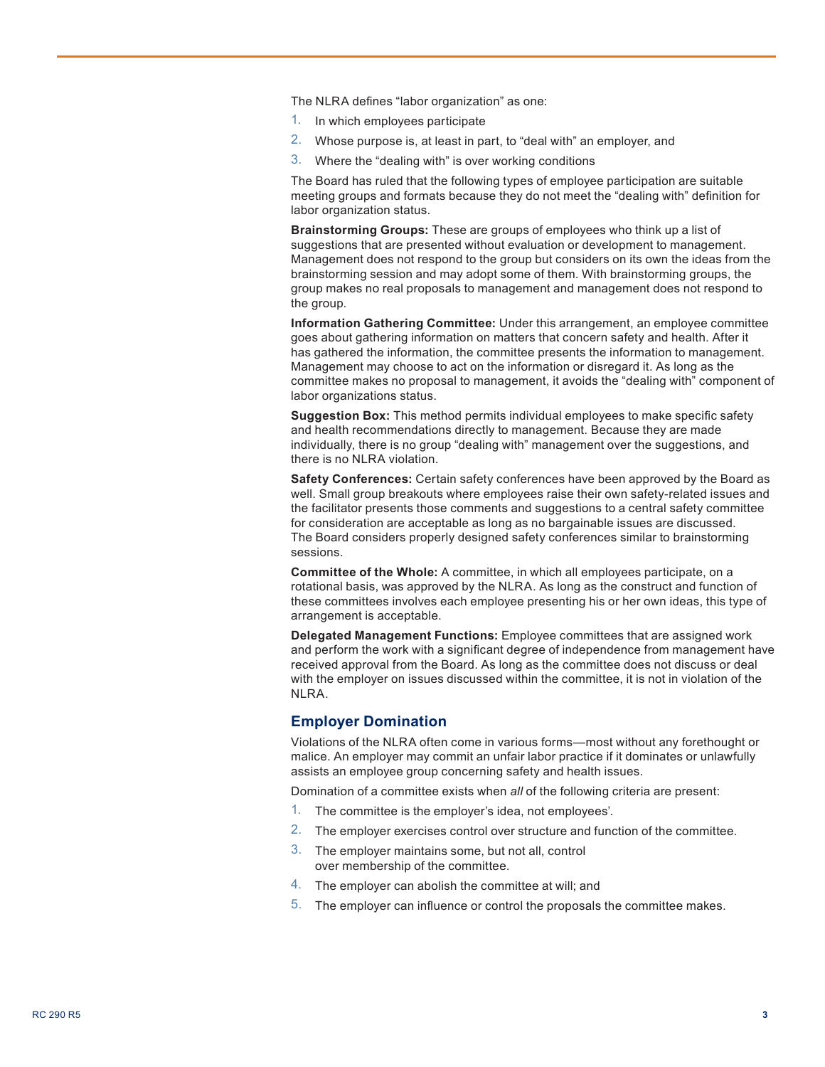The NLRA defines "labor organization" as one:

1. In which employees participate
2. Whose purpose is, at least in part, to "deal with" an employer, and
3. Where the "dealing with" is over working conditions

The Board has ruled that the following types of employee participation are suitable meeting groups and formats because they do not meet the "dealing with" definition for labor organization status.

**Brainstorming Groups:** These are groups of employees who think up a list of suggestions that are presented without evaluation or development to management. Management does not respond to the group but considers on its own the ideas from the brainstorming session and may adopt some of them. With brainstorming groups, the group makes no real proposals to management and management does not respond to the group.

**Information Gathering Committee:** Under this arrangement, an employee committee goes about gathering information on matters that concern safety and health. After it has gathered the information, the committee presents the information to management. Management may choose to act on the information or disregard it. As long as the committee makes no proposal to management, it avoids the "dealing with" component of labor organizations status.

**Suggestion Box:** This method permits individual employees to make specific safety and health recommendations directly to management. Because they are made individually, there is no group "dealing with" management over the suggestions, and there is no NLRA violation.

**Safety Conferences:** Certain safety conferences have been approved by the Board as well. Small group breakouts where employees raise their own safety-related issues and the facilitator presents those comments and suggestions to a central safety committee for consideration are acceptable as long as no bargainable issues are discussed. The Board considers properly designed safety conferences similar to brainstorming sessions.

**Committee of the Whole:** A committee, in which all employees participate, on a rotational basis, was approved by the NLRA. As long as the construct and function of these committees involves each employee presenting his or her own ideas, this type of arrangement is acceptable.

**Delegated Management Functions:** Employee committees that are assigned work and perform the work with a significant degree of independence from management have received approval from the Board. As long as the committee does not discuss or deal with the employer on issues discussed within the committee, it is not in violation of the NLRA.

## Employer Domination

Violations of the NLRA often come in various forms—most without any forethought or malice. An employer may commit an unfair labor practice if it dominates or unlawfully assists an employee group concerning safety and health issues.

Domination of a committee exists when *all* of the following criteria are present:

1. The committee is the employer's idea, not employees'.
2. The employer exercises control over structure and function of the committee.
3. The employer maintains some, but not all, control over membership of the committee.
4. The employer can abolish the committee at will; and
5. The employer can influence or control the proposals the committee makes.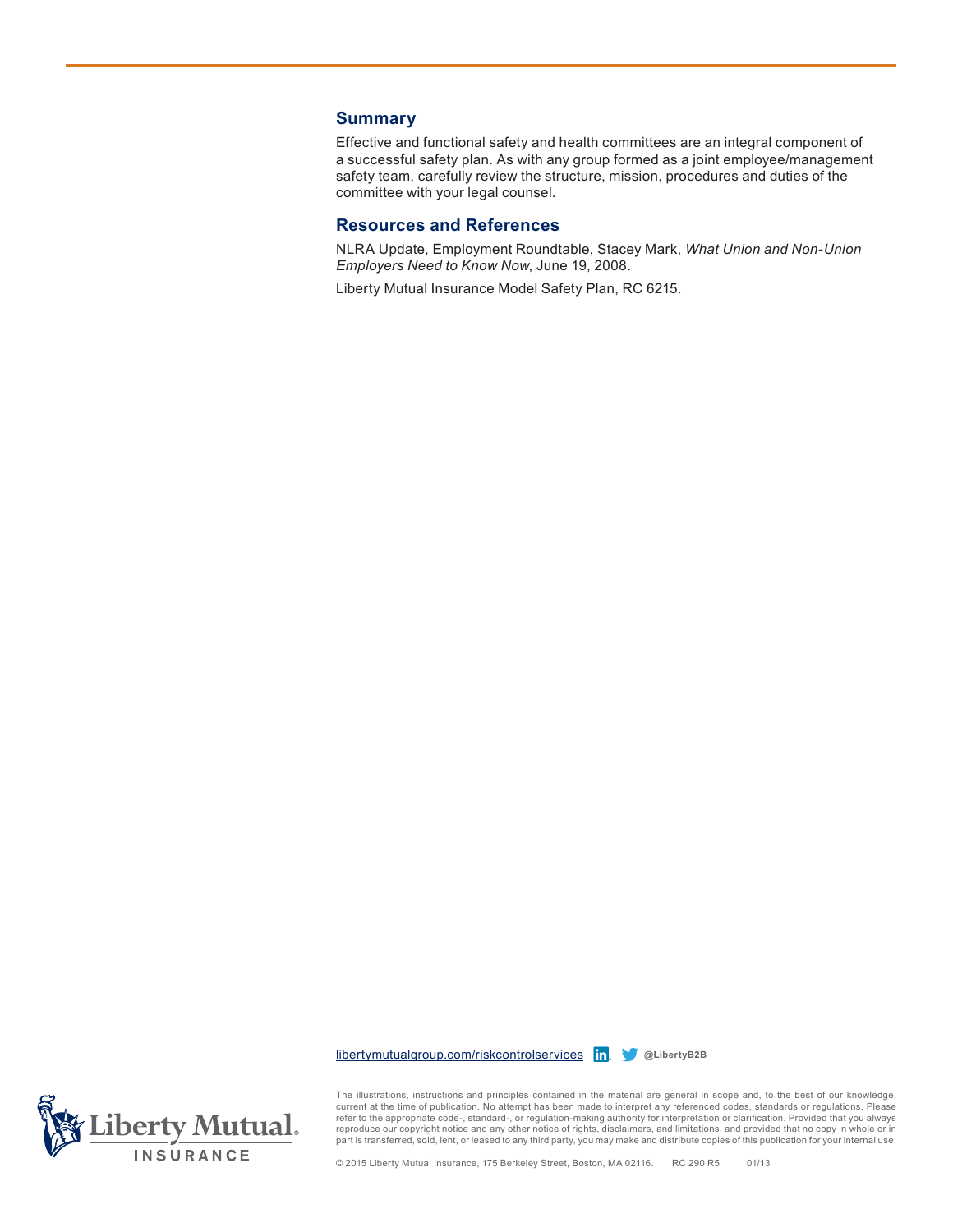## Summary

Effective and functional safety and health committees are an integral component of a successful safety plan. As with any group formed as a joint employee/management safety team, carefully review the structure, mission, procedures and duties of the committee with your legal counsel.

## Resources and References

NLRA Update, Employment Roundtable, Stacey Mark, *What Union and Non-Union Employers Need to Know Now*, June 19, 2008.

Liberty Mutual Insurance Model Safety Plan, RC 6215.

libertymutualgroup.com/riskcontrolservices @LibertyB2B

The illustrations, instructions and principles contained in the material are general in scope and, to the best of our knowledge, current at the time of publication. No attempt has been made to interpret any referenced codes, standards or regulations. Please refer to the appropriate code-, standard-, or regulation-making authority for interpretation or clarification. Provided that you always reproduce our copyright notice and any other notice of rights, disclaimers, and limitations, and provided that no copy in whole or in part is transferred, sold, lent, or leased to any third party, you may make and distribute copies of this publication for your internal use.

© 2015 Liberty Mutual Insurance, 175 Berkeley Street, Boston, MA 02116. RC 290 R5 01/13